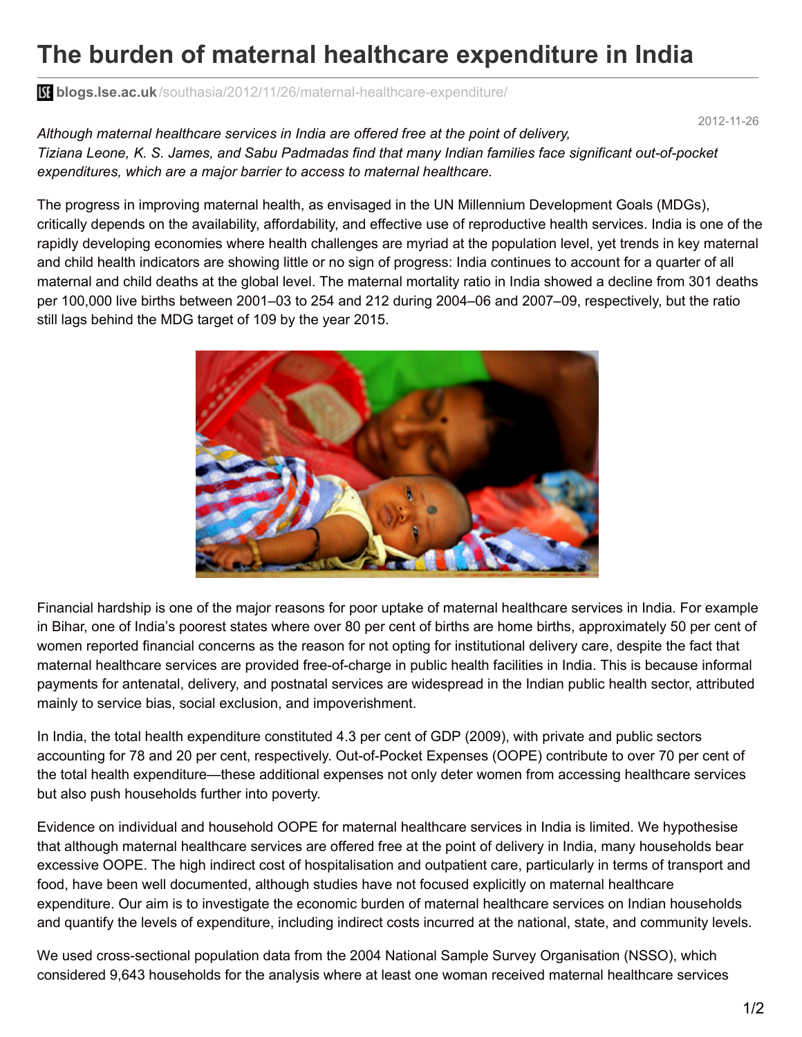# The burden of maternal healthcare expenditure in India

blogs.lse.ac.uk/southasia/2012/11/26/maternal-healthcare-expenditure/

2012-11-26

*Although maternal healthcare services in India are offered free at the point of delivery, Tiziana Leone, K. S. James, and Sabu Padmadas find that many Indian families face significant out-of-pocket expenditures, which are a major barrier to access to maternal healthcare.*

The progress in improving maternal health, as envisaged in the UN Millennium Development Goals (MDGs), critically depends on the availability, affordability, and effective use of reproductive health services. India is one of the rapidly developing economies where health challenges are myriad at the population level, yet trends in key maternal and child health indicators are showing little or no sign of progress: India continues to account for a quarter of all maternal and child deaths at the global level. The maternal mortality ratio in India showed a decline from 301 deaths per 100,000 live births between 2001–03 to 254 and 212 during 2004–06 and 2007–09, respectively, but the ratio still lags behind the MDG target of 109 by the year 2015.

Financial hardship is one of the major reasons for poor uptake of maternal healthcare services in India. For example in Bihar, one of India's poorest states where over 80 per cent of births are home births, approximately 50 per cent of women reported financial concerns as the reason for not opting for institutional delivery care, despite the fact that maternal healthcare services are provided free-of-charge in public health facilities in India. This is because informal payments for antenatal, delivery, and postnatal services are widespread in the Indian public health sector, attributed mainly to service bias, social exclusion, and impoverishment.

In India, the total health expenditure constituted 4.3 per cent of GDP (2009), with private and public sectors accounting for 78 and 20 per cent, respectively. Out-of-Pocket Expenses (OOPE) contribute to over 70 per cent of the total health expenditure—these additional expenses not only deter women from accessing healthcare services but also push households further into poverty.

Evidence on individual and household OOPE for maternal healthcare services in India is limited. We hypothesise that although maternal healthcare services are offered free at the point of delivery in India, many households bear excessive OOPE. The high indirect cost of hospitalisation and outpatient care, particularly in terms of transport and food, have been well documented, although studies have not focused explicitly on maternal healthcare expenditure. Our aim is to investigate the economic burden of maternal healthcare services on Indian households and quantify the levels of expenditure, including indirect costs incurred at the national, state, and community levels.

We used cross-sectional population data from the 2004 National Sample Survey Organisation (NSSO), which considered 9,643 households for the analysis where at least one woman received maternal healthcare services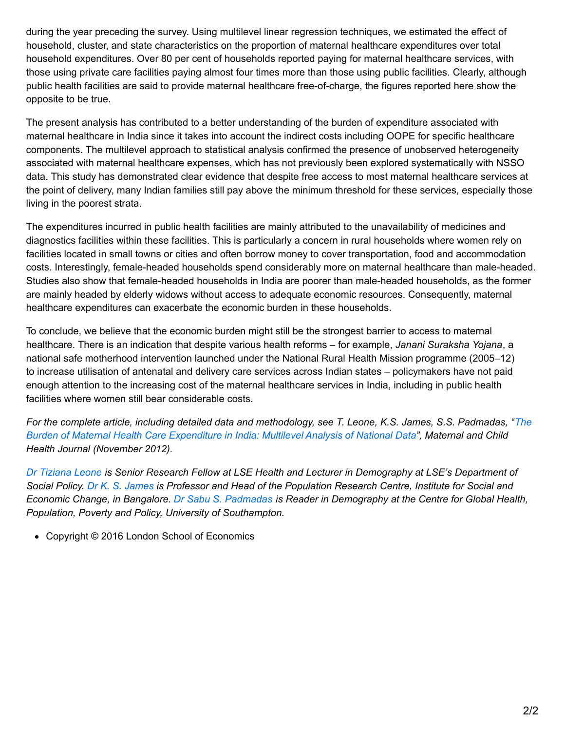during the year preceding the survey. Using multilevel linear regression techniques, we estimated the effect of household, cluster, and state characteristics on the proportion of maternal healthcare expenditures over total household expenditures. Over 80 per cent of households reported paying for maternal healthcare services, with those using private care facilities paying almost four times more than those using public facilities. Clearly, although public health facilities are said to provide maternal healthcare free-of-charge, the figures reported here show the opposite to be true.

The present analysis has contributed to a better understanding of the burden of expenditure associated with maternal healthcare in India since it takes into account the indirect costs including OOPE for specific healthcare components. The multilevel approach to statistical analysis confirmed the presence of unobserved heterogeneity associated with maternal healthcare expenses, which has not previously been explored systematically with NSSO data. This study has demonstrated clear evidence that despite free access to most maternal healthcare services at the point of delivery, many Indian families still pay above the minimum threshold for these services, especially those living in the poorest strata.

The expenditures incurred in public health facilities are mainly attributed to the unavailability of medicines and diagnostics facilities within these facilities. This is particularly a concern in rural households where women rely on facilities located in small towns or cities and often borrow money to cover transportation, food and accommodation costs. Interestingly, female-headed households spend considerably more on maternal healthcare than male-headed. Studies also show that female-headed households in India are poorer than male-headed households, as the former are mainly headed by elderly widows without access to adequate economic resources. Consequently, maternal healthcare expenditures can exacerbate the economic burden in these households.

To conclude, we believe that the economic burden might still be the strongest barrier to access to maternal healthcare. There is an indication that despite various health reforms – for example, *Janani Suraksha Yojana*, a national safe motherhood intervention launched under the National Rural Health Mission programme (2005–12) to increase utilisation of antenatal and delivery care services across Indian states – policymakers have not paid enough attention to the increasing cost of the maternal healthcare services in India, including in public health facilities where women still bear considerable costs.

*For the complete article, including detailed data and methodology, see T. Leone, K.S. James, S.S. Padmadas, "The Burden of Maternal Health Care Expenditure in India: Multilevel Analysis of National Data", Maternal and Child Health Journal (November 2012).*

*Dr Tiziana Leone is Senior Research Fellow at LSE Health and Lecturer in Demography at LSE's Department of Social Policy. Dr K. S. James is Professor and Head of the Population Research Centre, Institute for Social and Economic Change, in Bangalore. Dr Sabu S. Padmadas is Reader in Demography at the Centre for Global Health, Population, Poverty and Policy, University of Southampton.*

- Copyright © 2016 London School of Economics